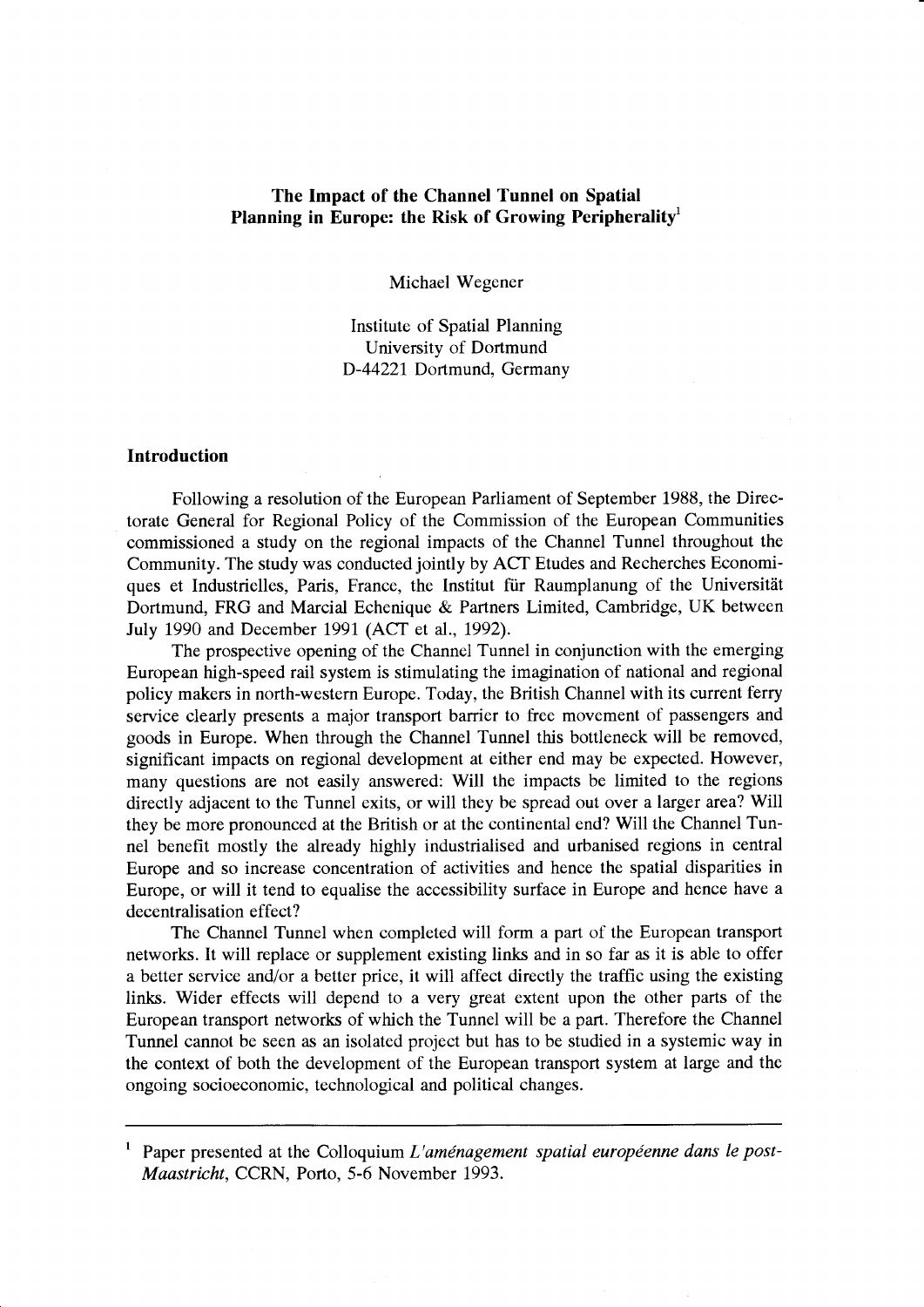# The Impact of the Channel Tunnel on Spatial Planning in Europe: the Risk of Growing Peripherality[1]

Michael Wegener

Institute of Spatial Planning
University of Dortmund
D-44221 Dortmund, Germany

## Introduction

Following a resolution of the European Parliament of September 1988, the Directorate General for Regional Policy of the Commission of the European Communities commissioned a study on the regional impacts of the Channel Tunnel throughout the Community. The study was conducted jointly by ACT Etudes and Recherches Economiques et Industrielles, Paris, France, the Institut für Raumplanung of the Universität Dortmund, FRG and Marcial Echenique & Partners Limited, Cambridge, UK between July 1990 and December 1991 (ACT et al., 1992).

The prospective opening of the Channel Tunnel in conjunction with the emerging European high-speed rail system is stimulating the imagination of national and regional policy makers in north-western Europe. Today, the British Channel with its current ferry service clearly presents a major transport barrier to free movement of passengers and goods in Europe. When through the Channel Tunnel this bottleneck will be removed, significant impacts on regional development at either end may be expected. However, many questions are not easily answered: Will the impacts be limited to the regions directly adjacent to the Tunnel exits, or will they be spread out over a larger area? Will they be more pronounced at the British or at the continental end? Will the Channel Tunnel benefit mostly the already highly industrialised and urbanised regions in central Europe and so increase concentration of activities and hence the spatial disparities in Europe, or will it tend to equalise the accessibility surface in Europe and hence have a decentralisation effect?

The Channel Tunnel when completed will form a part of the European transport networks. It will replace or supplement existing links and in so far as it is able to offer a better service and/or a better price, it will affect directly the traffic using the existing links. Wider effects will depend to a very great extent upon the other parts of the European transport networks of which the Tunnel will be a part. Therefore the Channel Tunnel cannot be seen as an isolated project but has to be studied in a systemic way in the context of both the development of the European transport system at large and the ongoing socioeconomic, technological and political changes.

---

[1] Paper presented at the Colloquium *L'aménagement spatial européenne dans le post-Maastricht*, CCRN, Porto, 5-6 November 1993.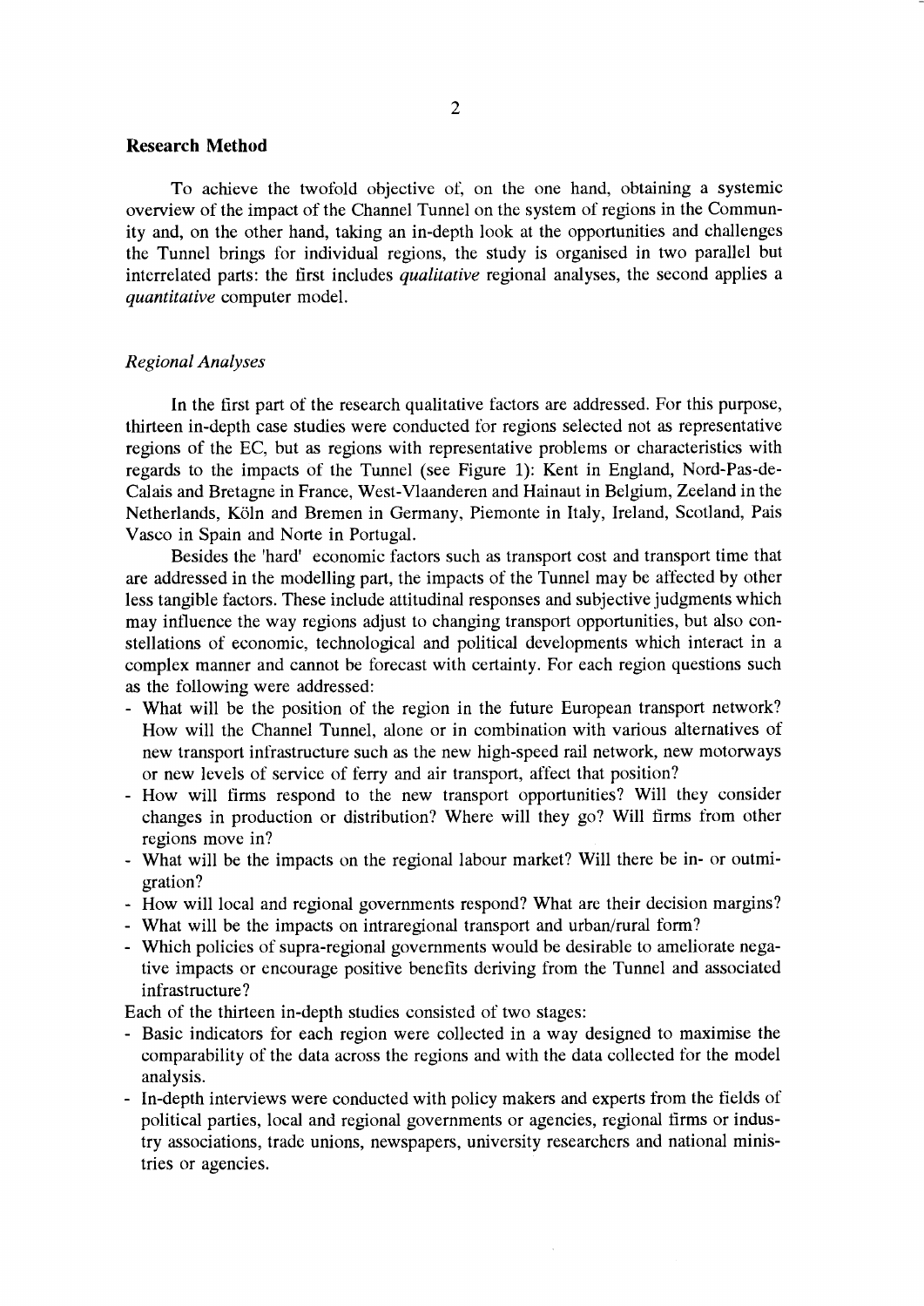## Research Method

To achieve the twofold objective of, on the one hand, obtaining a systemic overview of the impact of the Channel Tunnel on the system of regions in the Community and, on the other hand, taking an in-depth look at the opportunities and challenges the Tunnel brings for individual regions, the study is organised in two parallel but interrelated parts: the first includes *qualitative* regional analyses, the second applies a *quantitative* computer model.

### *Regional Analyses*

In the first part of the research qualitative factors are addressed. For this purpose, thirteen in-depth case studies were conducted for regions selected not as representative regions of the EC, but as regions with representative problems or characteristics with regards to the impacts of the Tunnel (see Figure 1): Kent in England, Nord-Pas-de-Calais and Bretagne in France, West-Vlaanderen and Hainaut in Belgium, Zeeland in the Netherlands, Köln and Bremen in Germany, Piemonte in Italy, Ireland, Scotland, Pais Vasco in Spain and Norte in Portugal.

Besides the 'hard' economic factors such as transport cost and transport time that are addressed in the modelling part, the impacts of the Tunnel may be affected by other less tangible factors. These include attitudinal responses and subjective judgments which may influence the way regions adjust to changing transport opportunities, but also constellations of economic, technological and political developments which interact in a complex manner and cannot be forecast with certainty. For each region questions such as the following were addressed:

- What will be the position of the region in the future European transport network? How will the Channel Tunnel, alone or in combination with various alternatives of new transport infrastructure such as the new high-speed rail network, new motorways or new levels of service of ferry and air transport, affect that position?
- How will firms respond to the new transport opportunities? Will they consider changes in production or distribution? Where will they go? Will firms from other regions move in?
- What will be the impacts on the regional labour market? Will there be in- or outmigration?
- How will local and regional governments respond? What are their decision margins?
- What will be the impacts on intraregional transport and urban/rural form?
- Which policies of supra-regional governments would be desirable to ameliorate negative impacts or encourage positive benefits deriving from the Tunnel and associated infrastructure?

Each of the thirteen in-depth studies consisted of two stages:

- Basic indicators for each region were collected in a way designed to maximise the comparability of the data across the regions and with the data collected for the model analysis.
- In-depth interviews were conducted with policy makers and experts from the fields of political parties, local and regional governments or agencies, regional firms or industry associations, trade unions, newspapers, university researchers and national ministries or agencies.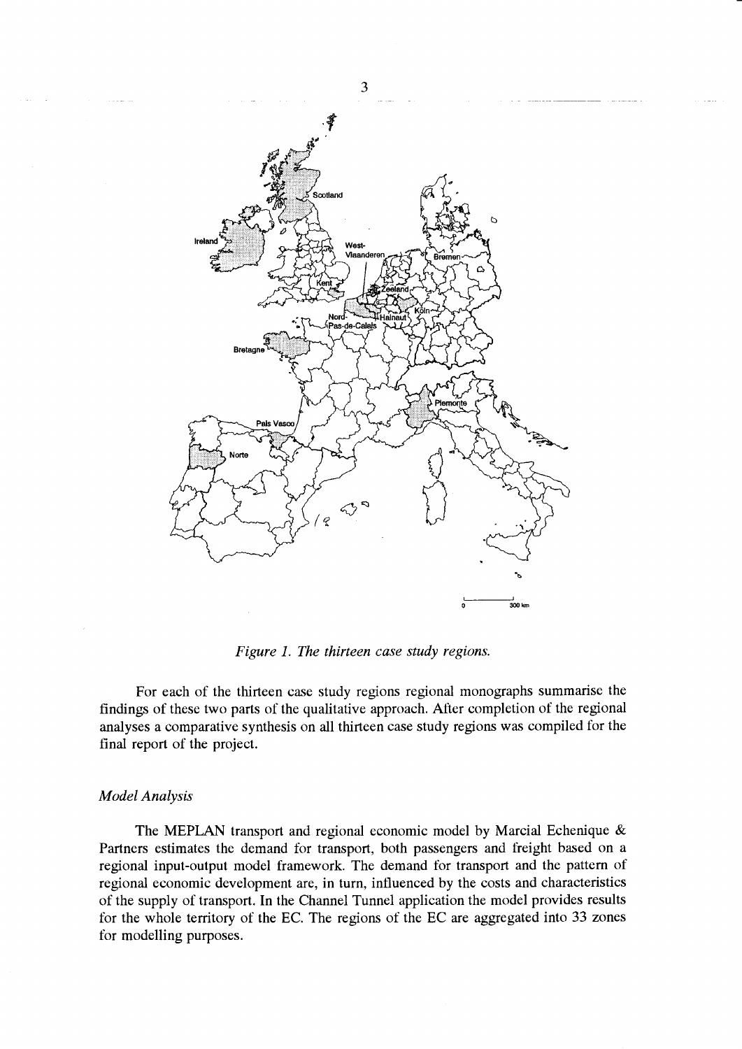*Figure 1. The thirteen case study regions.*

For each of the thirteen case study regions regional monographs summarise the findings of these two parts of the qualitative approach. After completion of the regional analyses a comparative synthesis on all thirteen case study regions was compiled for the final report of the project.

### *Model Analysis*

The MEPLAN transport and regional economic model by Marcial Echenique & Partners estimates the demand for transport, both passengers and freight based on a regional input-output model framework. The demand for transport and the pattern of regional economic development are, in turn, influenced by the costs and characteristics of the supply of transport. In the Channel Tunnel application the model provides results for the whole territory of the EC. The regions of the EC are aggregated into 33 zones for modelling purposes.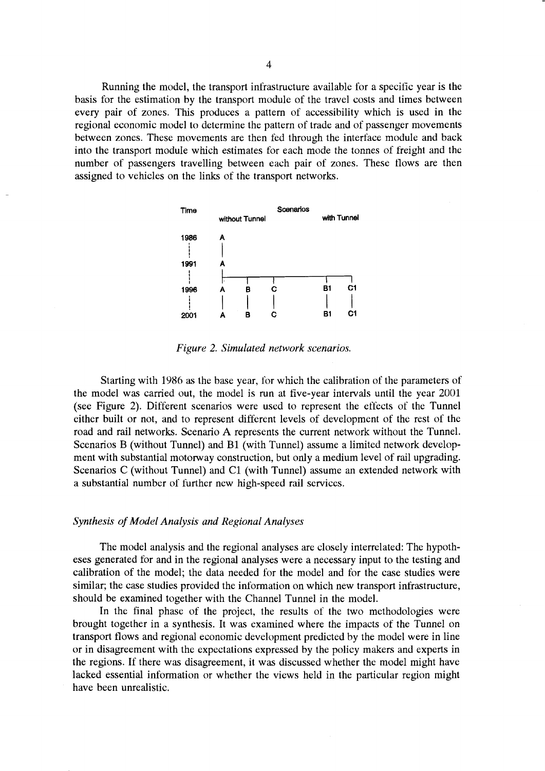Running the model, the transport infrastructure available for a specific year is the basis for the estimation by the transport module of the travel costs and times between every pair of zones. This produces a pattern of accessibility which is used in the regional economic model to determine the pattern of trade and of passenger movements between zones. These movements are then fed through the interface module and back into the transport module which estimates for each mode the tonnes of freight and the number of passengers travelling between each pair of zones. These flows are then assigned to vehicles on the links of the transport networks.

```
Time                      Scenarios
        without Tunnel                  with Tunnel

1986    A
 |      |
1991    A
 |      |-------------------------------------
1996    A       B       C           B1      C1
 |      |       |       |           |       |
2001    A       B       C           B1      C1
```

*Figure 2. Simulated network scenarios.*

Starting with 1986 as the base year, for which the calibration of the parameters of the model was carried out, the model is run at five-year intervals until the year 2001 (see Figure 2). Different scenarios were used to represent the effects of the Tunnel either built or not, and to represent different levels of development of the rest of the road and rail networks. Scenario A represents the current network without the Tunnel. Scenarios B (without Tunnel) and B1 (with Tunnel) assume a limited network development with substantial motorway construction, but only a medium level of rail upgrading. Scenarios C (without Tunnel) and C1 (with Tunnel) assume an extended network with a substantial number of further new high-speed rail services.

### *Synthesis of Model Analysis and Regional Analyses*

The model analysis and the regional analyses are closely interrelated: The hypotheses generated for and in the regional analyses were a necessary input to the testing and calibration of the model; the data needed for the model and for the case studies were similar; the case studies provided the information on which new transport infrastructure, should be examined together with the Channel Tunnel in the model.

In the final phase of the project, the results of the two methodologies were brought together in a synthesis. It was examined where the impacts of the Tunnel on transport flows and regional economic development predicted by the model were in line or in disagreement with the expectations expressed by the policy makers and experts in the regions. If there was disagreement, it was discussed whether the model might have lacked essential information or whether the views held in the particular region might have been unrealistic.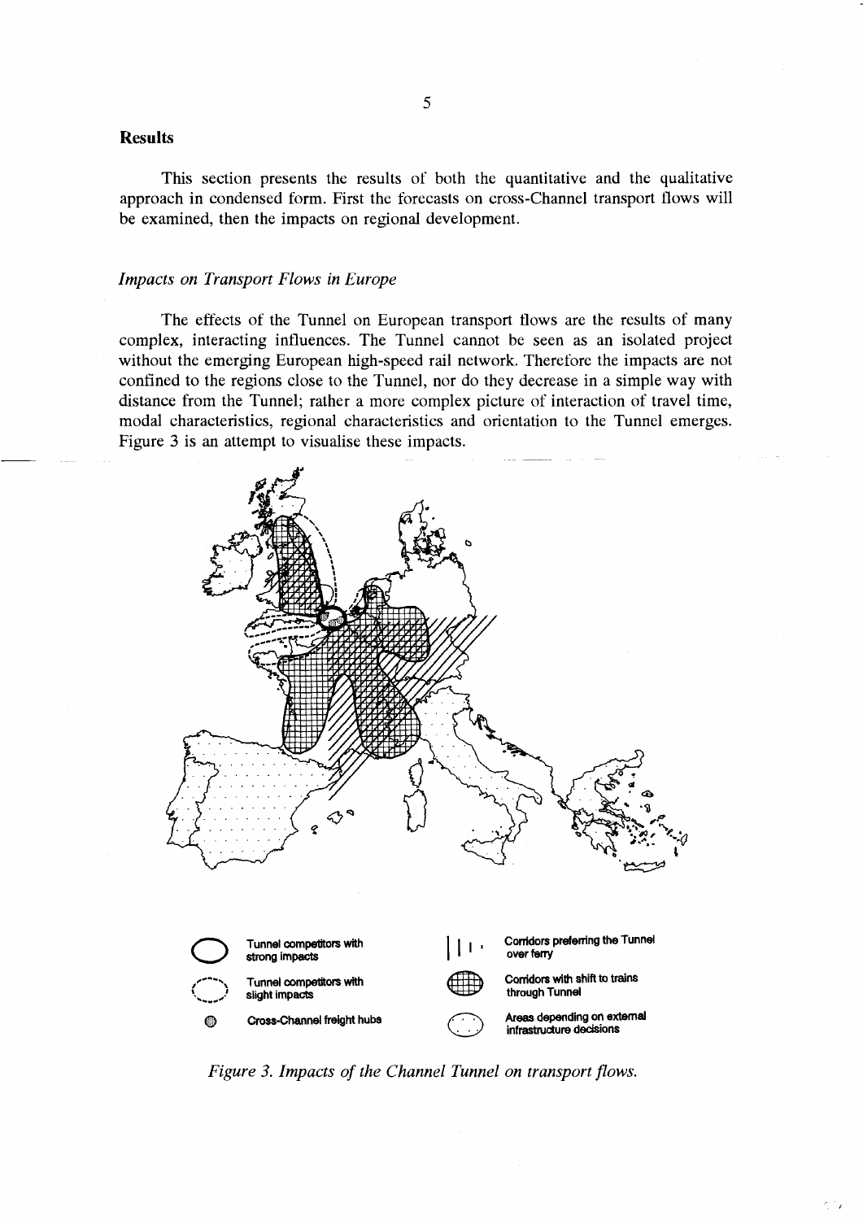## Results

This section presents the results of both the quantitative and the qualitative approach in condensed form. First the forecasts on cross-Channel transport flows will be examined, then the impacts on regional development.

### *Impacts on Transport Flows in Europe*

The effects of the Tunnel on European transport flows are the results of many complex, interacting influences. The Tunnel cannot be seen as an isolated project without the emerging European high-speed rail network. Therefore the impacts are not confined to the regions close to the Tunnel, nor do they decrease in a simple way with distance from the Tunnel; rather a more complex picture of interaction of travel time, modal characteristics, regional characteristics and orientation to the Tunnel emerges. Figure 3 is an attempt to visualise these impacts.

Tunnel competitors with strong impacts

Tunnel competitors with slight impacts

Cross-Channel freight hubs

Corridors preferring the Tunnel over ferry

Corridors with shift to trains through Tunnel

Areas depending on external infrastructure decisions

*Figure 3. Impacts of the Channel Tunnel on transport flows.*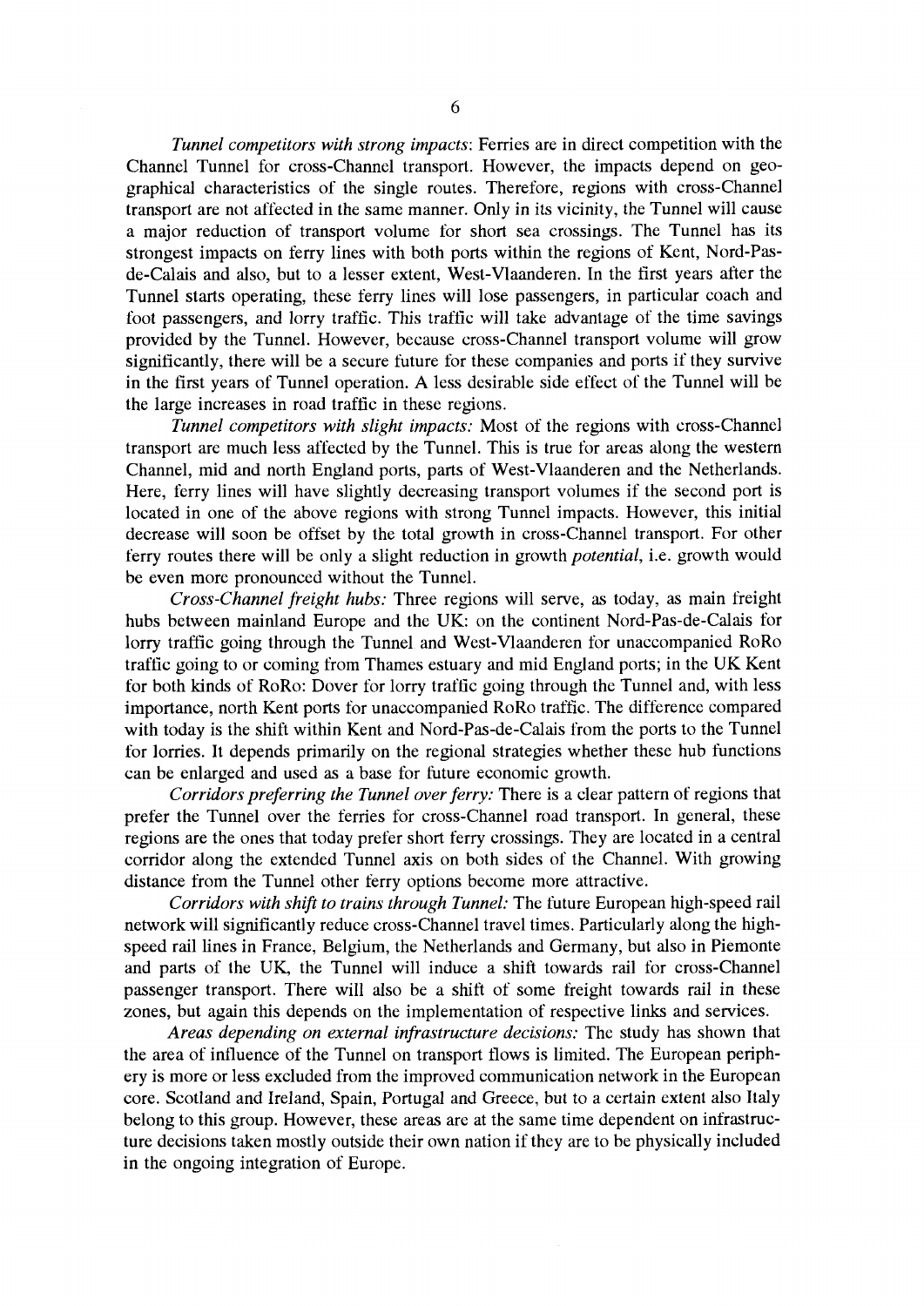*Tunnel competitors with strong impacts*: Ferries are in direct competition with the Channel Tunnel for cross-Channel transport. However, the impacts depend on geographical characteristics of the single routes. Therefore, regions with cross-Channel transport are not affected in the same manner. Only in its vicinity, the Tunnel will cause a major reduction of transport volume for short sea crossings. The Tunnel has its strongest impacts on ferry lines with both ports within the regions of Kent, Nord-Pas-de-Calais and also, but to a lesser extent, West-Vlaanderen. In the first years after the Tunnel starts operating, these ferry lines will lose passengers, in particular coach and foot passengers, and lorry traffic. This traffic will take advantage of the time savings provided by the Tunnel. However, because cross-Channel transport volume will grow significantly, there will be a secure future for these companies and ports if they survive in the first years of Tunnel operation. A less desirable side effect of the Tunnel will be the large increases in road traffic in these regions.

*Tunnel competitors with slight impacts:* Most of the regions with cross-Channel transport are much less affected by the Tunnel. This is true for areas along the western Channel, mid and north England ports, parts of West-Vlaanderen and the Netherlands. Here, ferry lines will have slightly decreasing transport volumes if the second port is located in one of the above regions with strong Tunnel impacts. However, this initial decrease will soon be offset by the total growth in cross-Channel transport. For other ferry routes there will be only a slight reduction in growth *potential*, i.e. growth would be even more pronounced without the Tunnel.

*Cross-Channel freight hubs:* Three regions will serve, as today, as main freight hubs between mainland Europe and the UK: on the continent Nord-Pas-de-Calais for lorry traffic going through the Tunnel and West-Vlaanderen for unaccompanied RoRo traffic going to or coming from Thames estuary and mid England ports; in the UK Kent for both kinds of RoRo: Dover for lorry traffic going through the Tunnel and, with less importance, north Kent ports for unaccompanied RoRo traffic. The difference compared with today is the shift within Kent and Nord-Pas-de-Calais from the ports to the Tunnel for lorries. It depends primarily on the regional strategies whether these hub functions can be enlarged and used as a base for future economic growth.

*Corridors preferring the Tunnel over ferry:* There is a clear pattern of regions that prefer the Tunnel over the ferries for cross-Channel road transport. In general, these regions are the ones that today prefer short ferry crossings. They are located in a central corridor along the extended Tunnel axis on both sides of the Channel. With growing distance from the Tunnel other ferry options become more attractive.

*Corridors with shift to trains through Tunnel:* The future European high-speed rail network will significantly reduce cross-Channel travel times. Particularly along the high-speed rail lines in France, Belgium, the Netherlands and Germany, but also in Piemonte and parts of the UK, the Tunnel will induce a shift towards rail for cross-Channel passenger transport. There will also be a shift of some freight towards rail in these zones, but again this depends on the implementation of respective links and services.

*Areas depending on external infrastructure decisions:* The study has shown that the area of influence of the Tunnel on transport flows is limited. The European periphery is more or less excluded from the improved communication network in the European core. Scotland and Ireland, Spain, Portugal and Greece, but to a certain extent also Italy belong to this group. However, these areas are at the same time dependent on infrastructure decisions taken mostly outside their own nation if they are to be physically included in the ongoing integration of Europe.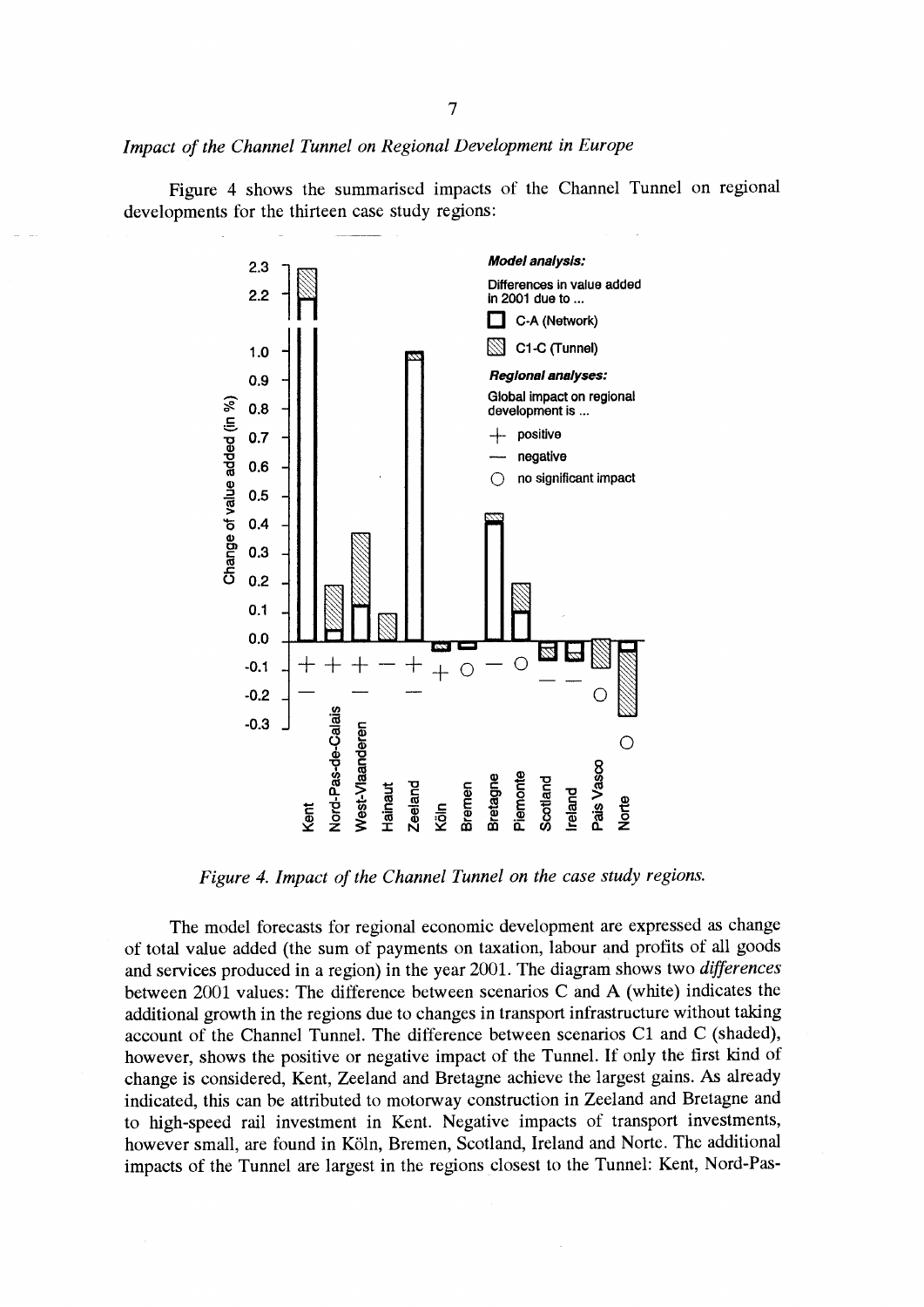*Impact of the Channel Tunnel on Regional Development in Europe*

Figure 4 shows the summarised impacts of the Channel Tunnel on regional developments for the thirteen case study regions:

*Figure 4. Impact of the Channel Tunnel on the case study regions.*

The model forecasts for regional economic development are expressed as change of total value added (the sum of payments on taxation, labour and profits of all goods and services produced in a region) in the year 2001. The diagram shows two *differences* between 2001 values: The difference between scenarios C and A (white) indicates the additional growth in the regions due to changes in transport infrastructure without taking account of the Channel Tunnel. The difference between scenarios C1 and C (shaded), however, shows the positive or negative impact of the Tunnel. If only the first kind of change is considered, Kent, Zeeland and Bretagne achieve the largest gains. As already indicated, this can be attributed to motorway construction in Zeeland and Bretagne and to high-speed rail investment in Kent. Negative impacts of transport investments, however small, are found in Köln, Bremen, Scotland, Ireland and Norte. The additional impacts of the Tunnel are largest in the regions closest to the Tunnel: Kent, Nord-Pas-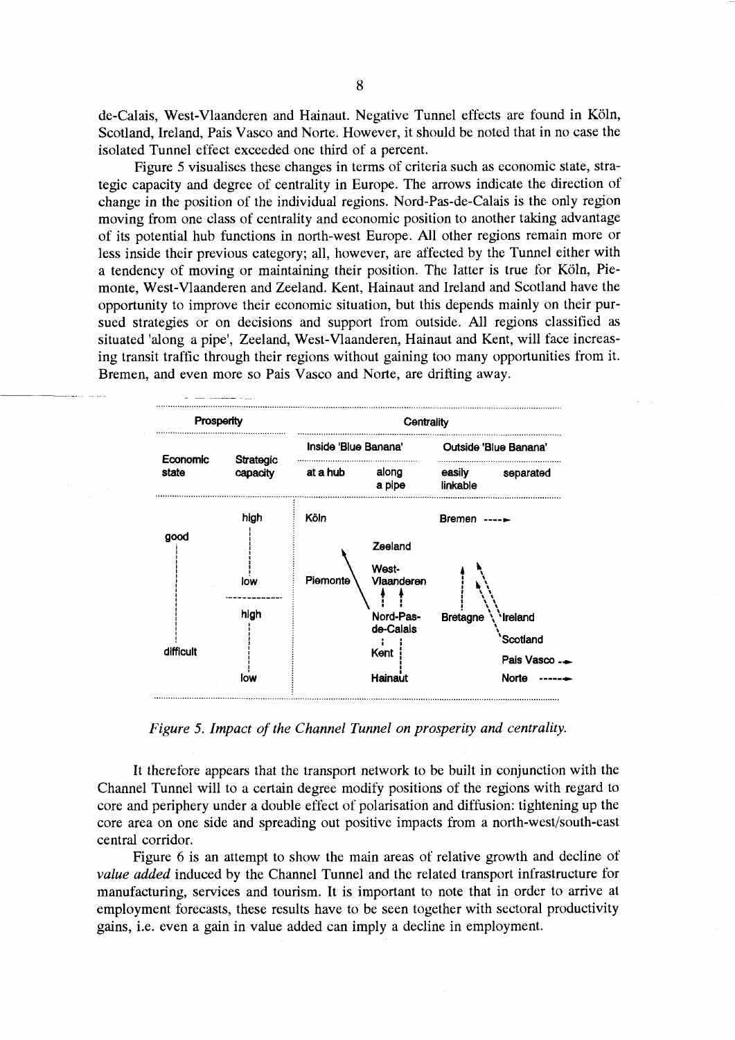de-Calais, West-Vlaanderen and Hainaut. Negative Tunnel effects are found in Köln, Scotland, Ireland, Pais Vasco and Norte. However, it should be noted that in no case the isolated Tunnel effect exceeded one third of a percent.

Figure 5 visualises these changes in terms of criteria such as economic state, strategic capacity and degree of centrality in Europe. The arrows indicate the direction of change in the position of the individual regions. Nord-Pas-de-Calais is the only region moving from one class of centrality and economic position to another taking advantage of its potential hub functions in north-west Europe. All other regions remain more or less inside their previous category; all, however, are affected by the Tunnel either with a tendency of moving or maintaining their position. The latter is true for Köln, Piemonte, West-Vlaanderen and Zeeland. Kent, Hainaut and Ireland and Scotland have the opportunity to improve their economic situation, but this depends mainly on their pursued strategies or on decisions and support from outside. All regions classified as situated 'along a pipe', Zeeland, West-Vlaanderen, Hainaut and Kent, will face increasing transit traffic through their regions without gaining too many opportunities from it. Bremen, and even more so Pais Vasco and Norte, are drifting away.

| Prosperity | | Centrality | | | |
|---|---|---|---|---|---|
| | | Inside 'Blue Banana' | | Outside 'Blue Banana' | |
| Economic state | Strategic capacity | at a hub | along a pipe | easily linkable | separated |
| good | high | Köln | | Bremen ----► | |
| | | | Zeeland | | |
| | low | Piemonte | West-Vlaanderen | | |
| difficult | high | | Nord-Pas-de-Calais | Bretagne | Ireland |
| | | | | | Scotland |
| | | | Kent | | Pais Vasco --► |
| | low | | Hainaut | | Norte -----► |

*Figure 5. Impact of the Channel Tunnel on prosperity and centrality.*

It therefore appears that the transport network to be built in conjunction with the Channel Tunnel will to a certain degree modify positions of the regions with regard to core and periphery under a double effect of polarisation and diffusion: tightening up the core area on one side and spreading out positive impacts from a north-west/south-east central corridor.

Figure 6 is an attempt to show the main areas of relative growth and decline of *value added* induced by the Channel Tunnel and the related transport infrastructure for manufacturing, services and tourism. It is important to note that in order to arrive at employment forecasts, these results have to be seen together with sectoral productivity gains, i.e. even a gain in value added can imply a decline in employment.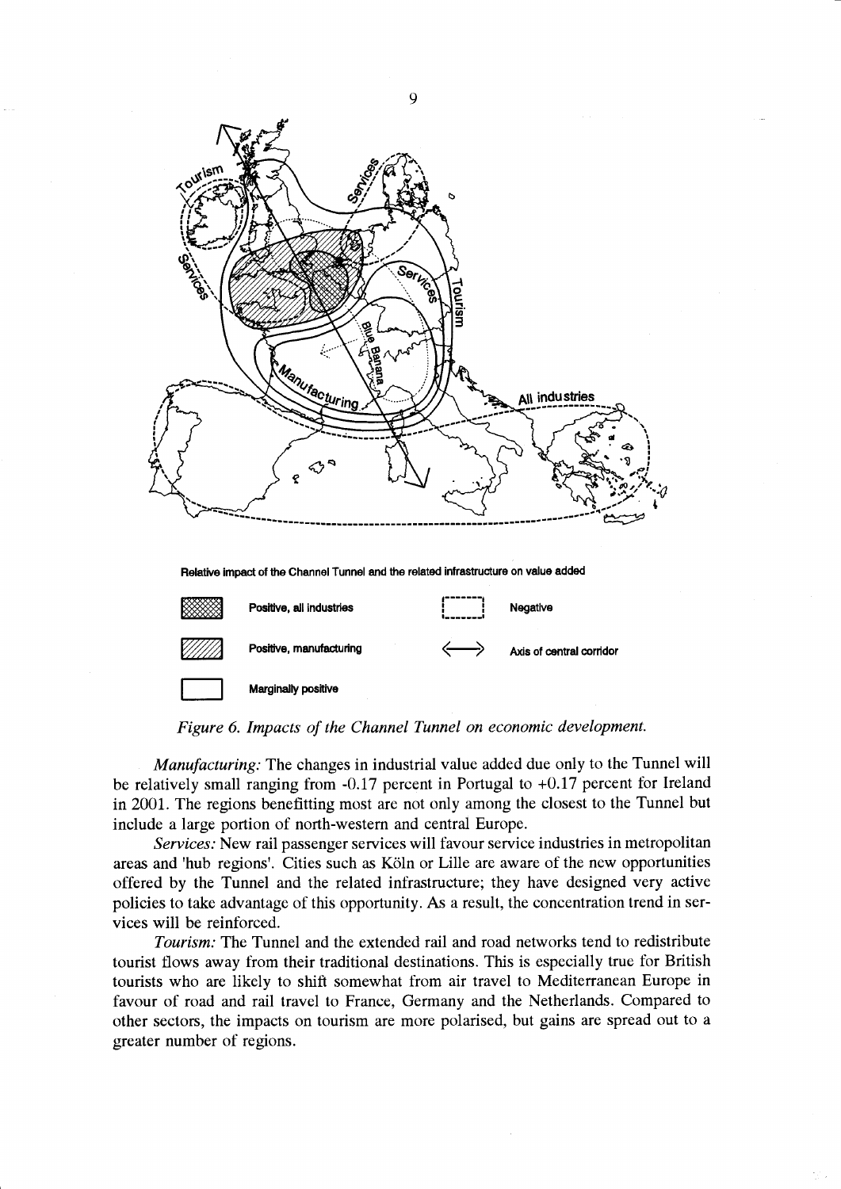*Figure 6. Impacts of the Channel Tunnel on economic development.*

*Manufacturing:* The changes in industrial value added due only to the Tunnel will be relatively small ranging from -0.17 percent in Portugal to +0.17 percent for Ireland in 2001. The regions benefitting most are not only among the closest to the Tunnel but include a large portion of north-western and central Europe.

*Services:* New rail passenger services will favour service industries in metropolitan areas and 'hub regions'. Cities such as Köln or Lille are aware of the new opportunities offered by the Tunnel and the related infrastructure; they have designed very active policies to take advantage of this opportunity. As a result, the concentration trend in services will be reinforced.

*Tourism:* The Tunnel and the extended rail and road networks tend to redistribute tourist flows away from their traditional destinations. This is especially true for British tourists who are likely to shift somewhat from air travel to Mediterranean Europe in favour of road and rail travel to France, Germany and the Netherlands. Compared to other sectors, the impacts on tourism are more polarised, but gains are spread out to a greater number of regions.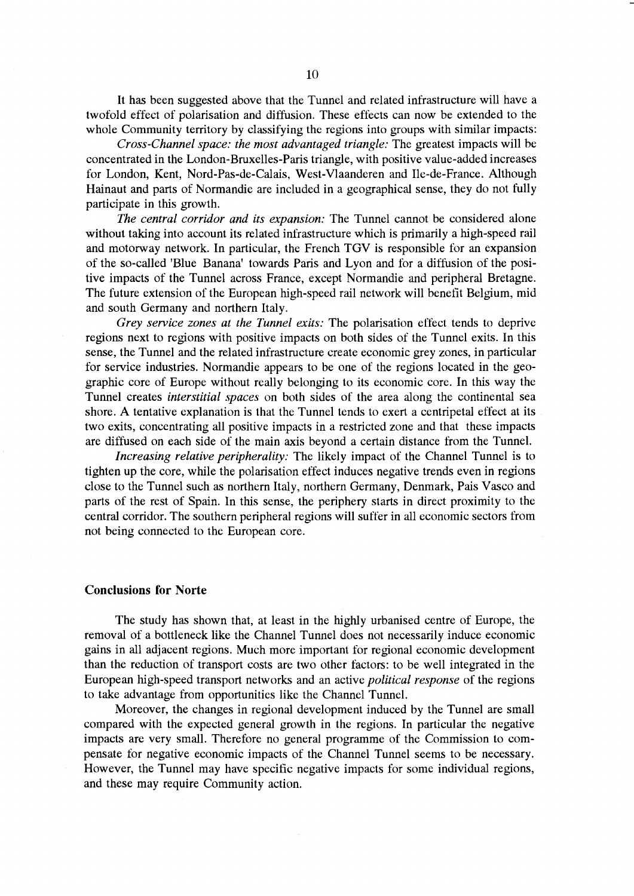It has been suggested above that the Tunnel and related infrastructure will have a twofold effect of polarisation and diffusion. These effects can now be extended to the whole Community territory by classifying the regions into groups with similar impacts:

*Cross-Channel space: the most advantaged triangle:* The greatest impacts will be concentrated in the London-Bruxelles-Paris triangle, with positive value-added increases for London, Kent, Nord-Pas-de-Calais, West-Vlaanderen and Ile-de-France. Although Hainaut and parts of Normandie are included in a geographical sense, they do not fully participate in this growth.

*The central corridor and its expansion:* The Tunnel cannot be considered alone without taking into account its related infrastructure which is primarily a high-speed rail and motorway network. In particular, the French TGV is responsible for an expansion of the so-called 'Blue Banana' towards Paris and Lyon and for a diffusion of the positive impacts of the Tunnel across France, except Normandie and peripheral Bretagne. The future extension of the European high-speed rail network will benefit Belgium, mid and south Germany and northern Italy.

*Grey service zones at the Tunnel exits:* The polarisation effect tends to deprive regions next to regions with positive impacts on both sides of the Tunnel exits. In this sense, the Tunnel and the related infrastructure create economic grey zones, in particular for service industries. Normandie appears to be one of the regions located in the geographic core of Europe without really belonging to its economic core. In this way the Tunnel creates *interstitial spaces* on both sides of the area along the continental sea shore. A tentative explanation is that the Tunnel tends to exert a centripetal effect at its two exits, concentrating all positive impacts in a restricted zone and that these impacts are diffused on each side of the main axis beyond a certain distance from the Tunnel.

*Increasing relative peripherality:* The likely impact of the Channel Tunnel is to tighten up the core, while the polarisation effect induces negative trends even in regions close to the Tunnel such as northern Italy, northern Germany, Denmark, Pais Vasco and parts of the rest of Spain. In this sense, the periphery starts in direct proximity to the central corridor. The southern peripheral regions will suffer in all economic sectors from not being connected to the European core.

## Conclusions for Norte

The study has shown that, at least in the highly urbanised centre of Europe, the removal of a bottleneck like the Channel Tunnel does not necessarily induce economic gains in all adjacent regions. Much more important for regional economic development than the reduction of transport costs are two other factors: to be well integrated in the European high-speed transport networks and an active *political response* of the regions to take advantage from opportunities like the Channel Tunnel.

Moreover, the changes in regional development induced by the Tunnel are small compared with the expected general growth in the regions. In particular the negative impacts are very small. Therefore no general programme of the Commission to compensate for negative economic impacts of the Channel Tunnel seems to be necessary. However, the Tunnel may have specific negative impacts for some individual regions, and these may require Community action.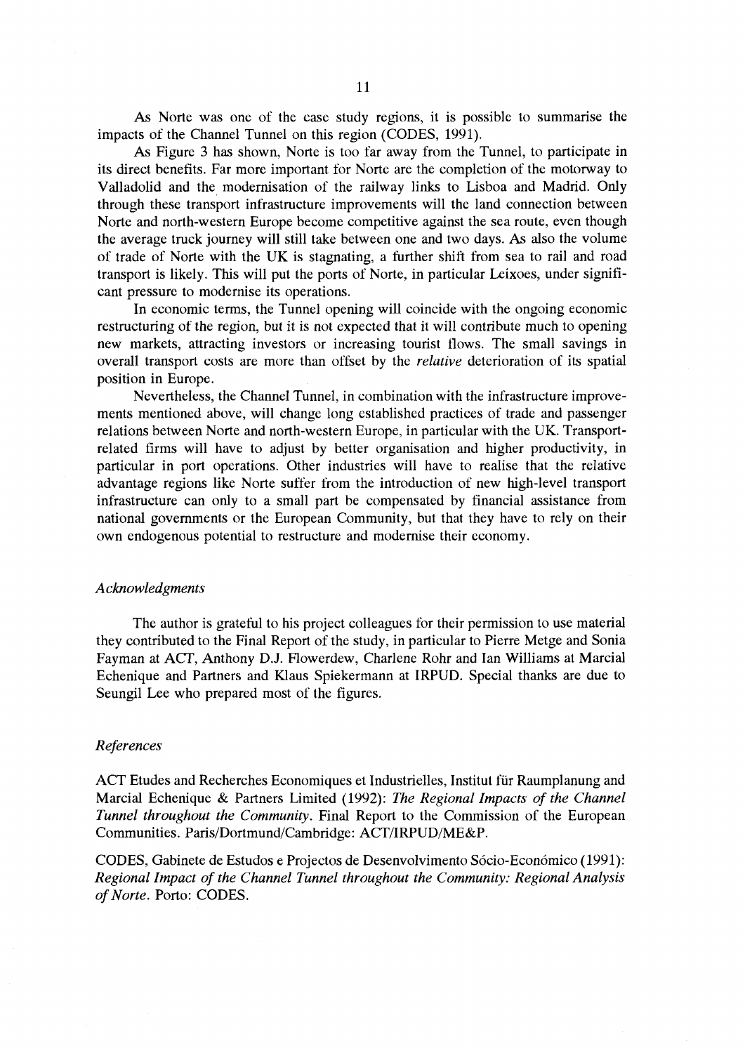As Norte was one of the case study regions, it is possible to summarise the impacts of the Channel Tunnel on this region (CODES, 1991).

As Figure 3 has shown, Norte is too far away from the Tunnel, to participate in its direct benefits. Far more important for Norte are the completion of the motorway to Valladolid and the modernisation of the railway links to Lisboa and Madrid. Only through these transport infrastructure improvements will the land connection between Norte and north-western Europe become competitive against the sea route, even though the average truck journey will still take between one and two days. As also the volume of trade of Norte with the UK is stagnating, a further shift from sea to rail and road transport is likely. This will put the ports of Norte, in particular Leixoes, under significant pressure to modernise its operations.

In economic terms, the Tunnel opening will coincide with the ongoing economic restructuring of the region, but it is not expected that it will contribute much to opening new markets, attracting investors or increasing tourist flows. The small savings in overall transport costs are more than offset by the *relative* deterioration of its spatial position in Europe.

Nevertheless, the Channel Tunnel, in combination with the infrastructure improvements mentioned above, will change long established practices of trade and passenger relations between Norte and north-western Europe, in particular with the UK. Transport-related firms will have to adjust by better organisation and higher productivity, in particular in port operations. Other industries will have to realise that the relative advantage regions like Norte suffer from the introduction of new high-level transport infrastructure can only to a small part be compensated by financial assistance from national governments or the European Community, but that they have to rely on their own endogenous potential to restructure and modernise their economy.

### *Acknowledgments*

The author is grateful to his project colleagues for their permission to use material they contributed to the Final Report of the study, in particular to Pierre Metge and Sonia Fayman at ACT, Anthony D.J. Flowerdew, Charlene Rohr and Ian Williams at Marcial Echenique and Partners and Klaus Spiekermann at IRPUD. Special thanks are due to Seungil Lee who prepared most of the figures.

### *References*

ACT Etudes and Recherches Economiques et Industrielles, Institut für Raumplanung and Marcial Echenique & Partners Limited (1992): *The Regional Impacts of the Channel Tunnel throughout the Community*. Final Report to the Commission of the European Communities. Paris/Dortmund/Cambridge: ACT/IRPUD/ME&P.

CODES, Gabinete de Estudos e Projectos de Desenvolvimento Sócio-Económico (1991): *Regional Impact of the Channel Tunnel throughout the Community: Regional Analysis of Norte*. Porto: CODES.